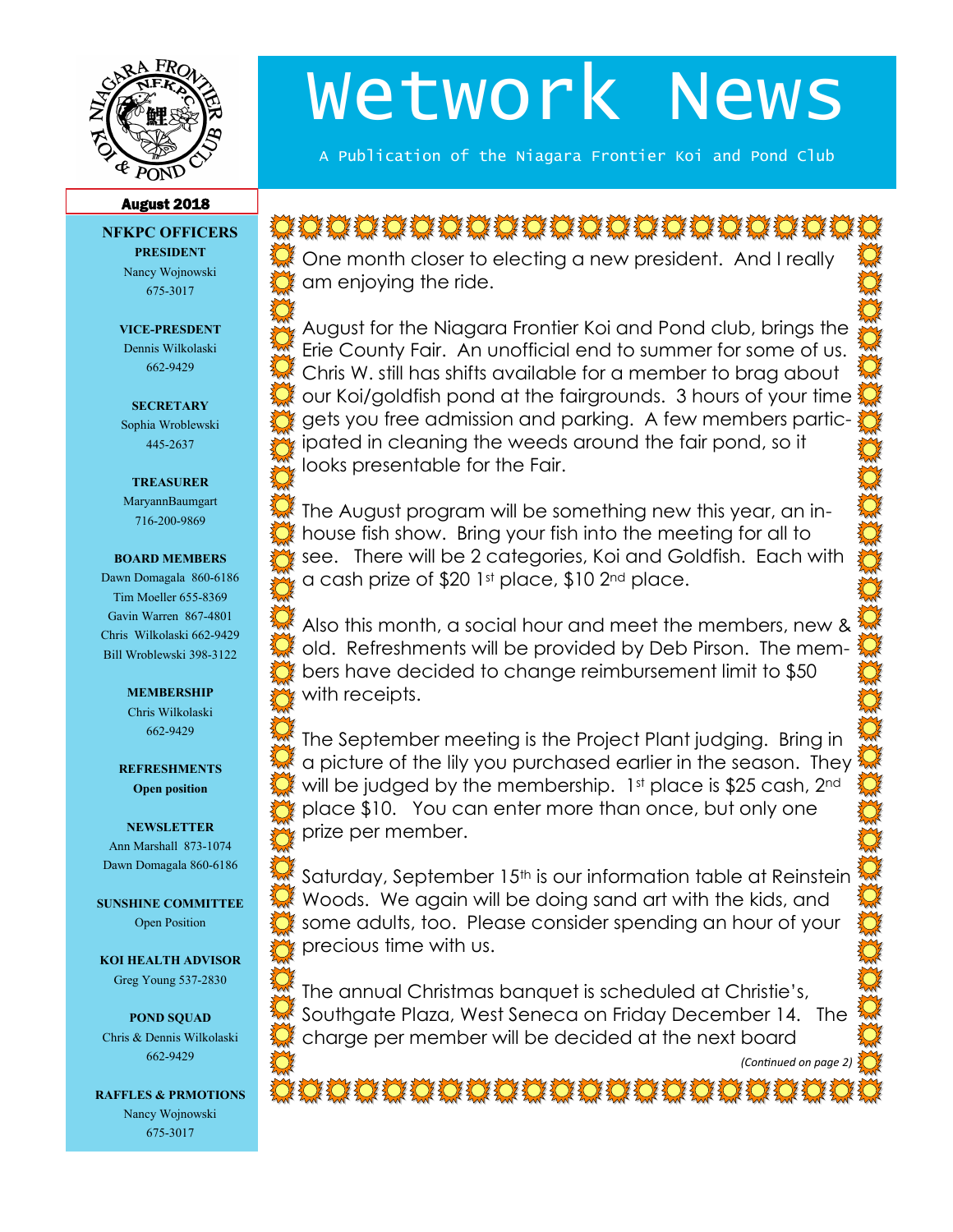# Wetwork News

A Publication of the Niagara Frontier Koi and Pond Club

**August 2018**

## NFKPC OFFICERS

**PRESIDENT**
Nancy Wojnowski
675-3017

**VICE-PRESDENT**
Dennis Wilkolaski
662-9429

**SECRETARY**
Sophia Wroblewski
445-2637

**TREASURER**
MaryannBaumgart
716-200-9869

**BOARD MEMBERS**
Dawn Domagala 860-6186
Tim Moeller 655-8369
Gavin Warren 867-4801
Chris Wilkolaski 662-9429
Bill Wroblewski 398-3122

**MEMBERSHIP**
Chris Wilkolaski
662-9429

**REFRESHMENTS**
**Open position**

**NEWSLETTER**
Ann Marshall 873-1074
Dawn Domagala 860-6186

**SUNSHINE COMMITTEE**
Open Position

**KOI HEALTH ADVISOR**
Greg Young 537-2830

**POND SQUAD**
Chris & Dennis Wilkolaski
662-9429

**RAFFLES & PRMOTIONS**
Nancy Wojnowski
675-3017

---

One month closer to electing a new president. And I really am enjoying the ride.

August for the Niagara Frontier Koi and Pond club, brings the Erie County Fair. An unofficial end to summer for some of us. Chris W. still has shifts available for a member to brag about our Koi/goldfish pond at the fairgrounds. 3 hours of your time gets you free admission and parking. A few members participated in cleaning the weeds around the fair pond, so it looks presentable for the Fair.

The August program will be something new this year, an in-house fish show. Bring your fish into the meeting for all to see. There will be 2 categories, Koi and Goldfish. Each with a cash prize of $20 1st place, $10 2nd place.

Also this month, a social hour and meet the members, new & old. Refreshments will be provided by Deb Pirson. The members have decided to change reimbursement limit to $50 with receipts.

The September meeting is the Project Plant judging. Bring in a picture of the lily you purchased earlier in the season. They will be judged by the membership. 1st place is $25 cash, 2nd place $10. You can enter more than once, but only one prize per member.

Saturday, September 15th is our information table at Reinstein Woods. We again will be doing sand art with the kids, and some adults, too. Please consider spending an hour of your precious time with us.

The annual Christmas banquet is scheduled at Christie's, Southgate Plaza, West Seneca on Friday December 14. The charge per member will be decided at the next board

*(Continued on page 2)*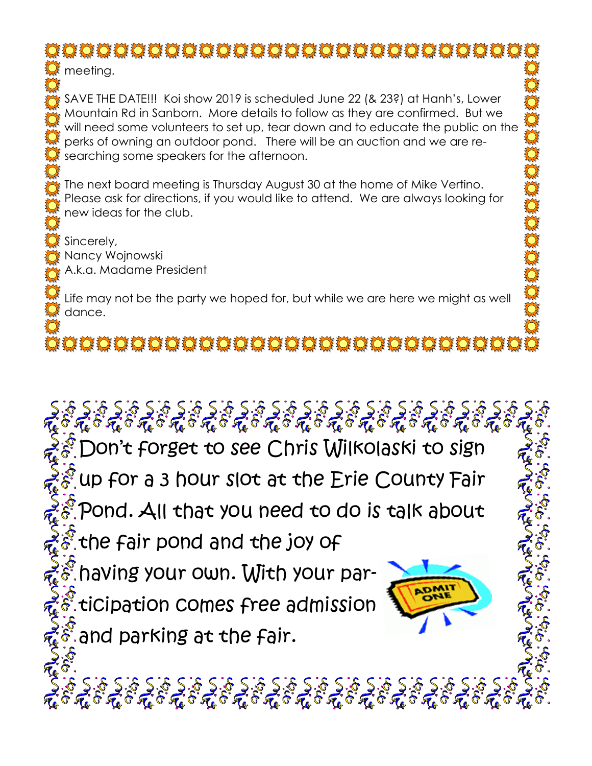meeting.

SAVE THE DATE!!! Koi show 2019 is scheduled June 22 (& 23?) at Hanh's, Lower Mountain Rd in Sanborn. More details to follow as they are confirmed. But we will need some volunteers to set up, tear down and to educate the public on the perks of owning an outdoor pond. There will be an auction and we are re-searching some speakers for the afternoon.

The next board meeting is Thursday August 30 at the home of Mike Vertino. Please ask for directions, if you would like to attend. We are always looking for new ideas for the club.

Sincerely,
Nancy Wojnowski
A.k.a. Madame President

Life may not be the party we hoped for, but while we are here we might as well dance.

Don't forget to see Chris Wilkolaski to sign up for a 3 hour slot at the Erie County Fair Pond. All that you need to do is talk about the fair pond and the joy of having your own. With your participation comes free admission and parking at the fair.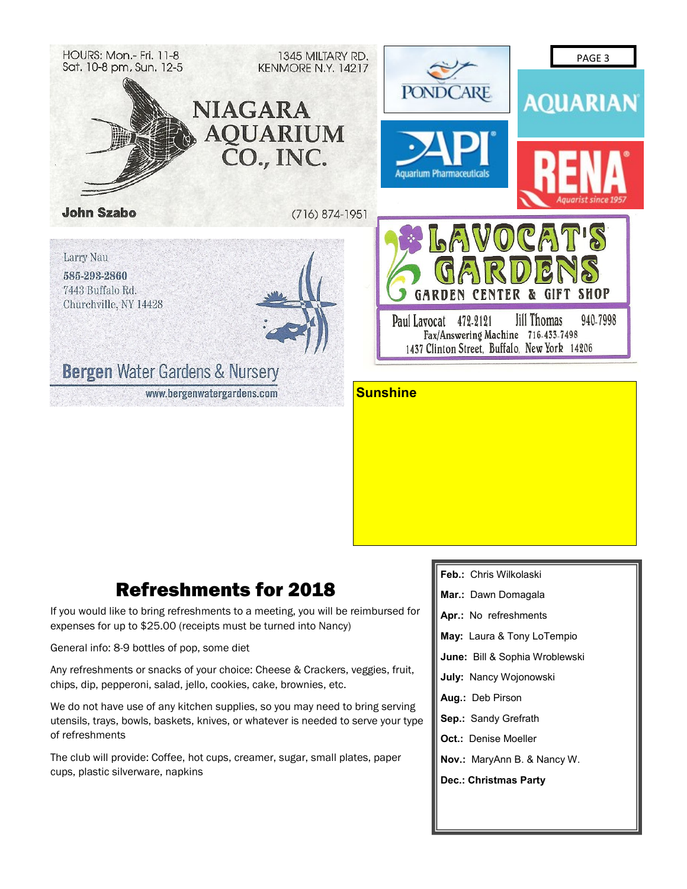HOURS: Mon.- Fri. 11-8
Sat. 10-8 pm, Sun. 12-5

1345 MILTARY RD.
KENMORE N.Y. 14217

**NIAGARA AQUARIUM CO., INC.**

**John Szabo**

(716) 874-1951

PONDCARE

AQUARIAN

API Aquarium Pharmaceuticals

RENA Aquarist since 1957

Larry Nau
585-293-2860
7443 Buffalo Rd.
Churchville, NY 14428

**Bergen Water Gardens & Nursery**
www.bergenwatergardens.com

**LAVOCAT'S GARDENS**
GARDEN CENTER & GIFT SHOP

Paul Lavocat 472-2121 Jill Thomas 940-7998
Fax/Answering Machine 716-433-7498
1437 Clinton Street, Buffalo, New York 14206

**Sunshine**

## Refreshments for 2018

If you would like to bring refreshments to a meeting, you will be reimbursed for expenses for up to $25.00 (receipts must be turned into Nancy)

General info: 8-9 bottles of pop, some diet

Any refreshments or snacks of your choice: Cheese & Crackers, veggies, fruit, chips, dip, pepperoni, salad, jello, cookies, cake, brownies, etc.

We do not have use of any kitchen supplies, so you may need to bring serving utensils, trays, bowls, baskets, knives, or whatever is needed to serve your type of refreshments

The club will provide: Coffee, hot cups, creamer, sugar, small plates, paper cups, plastic silverware, napkins

**Feb.:** Chris Wilkolaski

**Mar.:** Dawn Domagala

**Apr.:** No refreshments

**May:** Laura & Tony LoTempio

**June:** Bill & Sophia Wroblewski

**July:** Nancy Wojonowski

**Aug.:** Deb Pirson

**Sep.:** Sandy Grefrath

**Oct.:** Denise Moeller

**Nov.:** MaryAnn B. & Nancy W.

**Dec.: Christmas Party**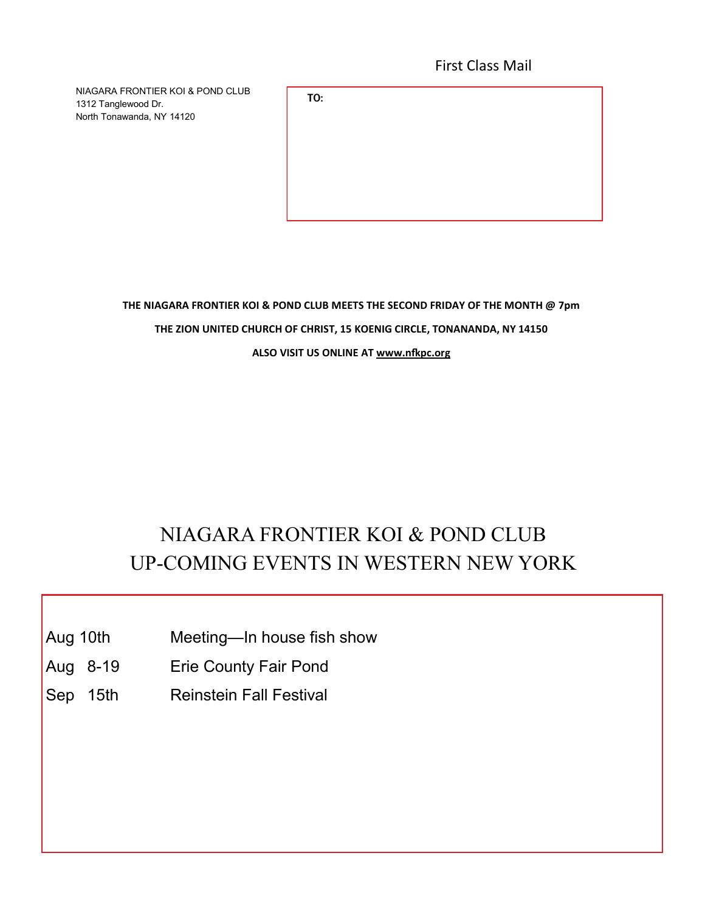First Class Mail

NIAGARA FRONTIER KOI & POND CLUB
1312 Tanglewood Dr.
North Tonawanda, NY 14120

**TO:**

**THE NIAGARA FRONTIER KOI & POND CLUB MEETS THE SECOND FRIDAY OF THE MONTH @ 7pm**

**THE ZION UNITED CHURCH OF CHRIST, 15 KOENIG CIRCLE, TONANANDA, NY 14150**

**ALSO VISIT US ONLINE AT www.nfkpc.org**

# NIAGARA FRONTIER KOI & POND CLUB
# UP-COMING EVENTS IN WESTERN NEW YORK

| | |
|---|---|
| Aug 10th | Meeting—In house fish show |
| Aug 8-19 | Erie County Fair Pond |
| Sep 15th | Reinstein Fall Festival |